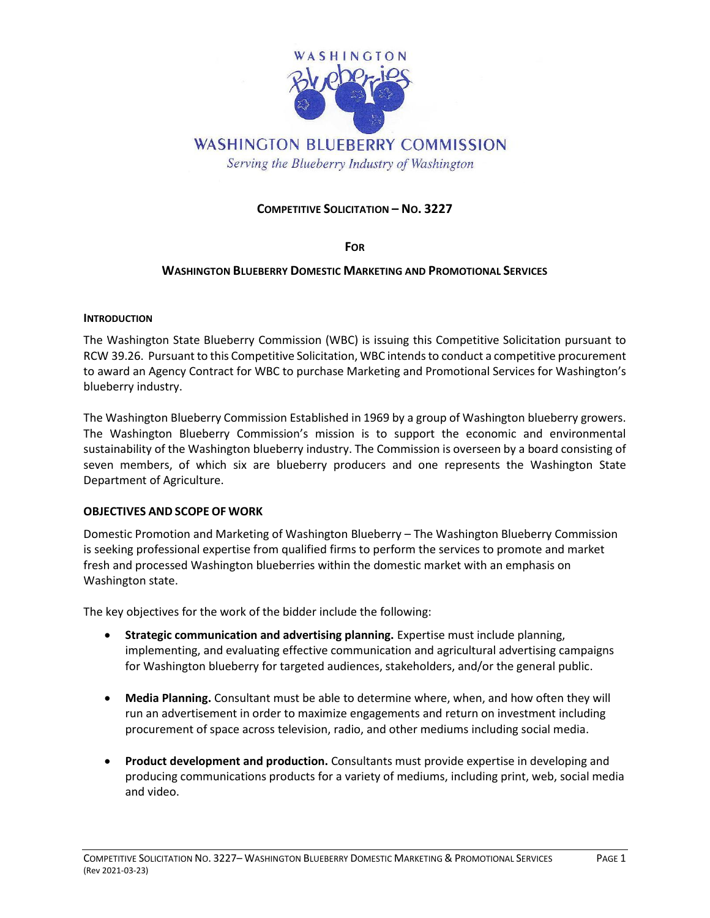WASHINGTON Blueberries

WASHINGTON BLUEBERRY COMMISSION

*Serving the Blueberry Industry of Washington*

## COMPETITIVE SOLICITATION – NO. 3227

## FOR

## WASHINGTON BLUEBERRY DOMESTIC MARKETING AND PROMOTIONAL SERVICES

### INTRODUCTION

The Washington State Blueberry Commission (WBC) is issuing this Competitive Solicitation pursuant to RCW 39.26. Pursuant to this Competitive Solicitation, WBC intends to conduct a competitive procurement to award an Agency Contract for WBC to purchase Marketing and Promotional Services for Washington's blueberry industry.

The Washington Blueberry Commission Established in 1969 by a group of Washington blueberry growers. The Washington Blueberry Commission's mission is to support the economic and environmental sustainability of the Washington blueberry industry. The Commission is overseen by a board consisting of seven members, of which six are blueberry producers and one represents the Washington State Department of Agriculture.

### OBJECTIVES AND SCOPE OF WORK

Domestic Promotion and Marketing of Washington Blueberry – The Washington Blueberry Commission is seeking professional expertise from qualified firms to perform the services to promote and market fresh and processed Washington blueberries within the domestic market with an emphasis on Washington state.

The key objectives for the work of the bidder include the following:

- **Strategic communication and advertising planning.** Expertise must include planning, implementing, and evaluating effective communication and agricultural advertising campaigns for Washington blueberry for targeted audiences, stakeholders, and/or the general public.

- **Media Planning.** Consultant must be able to determine where, when, and how often they will run an advertisement in order to maximize engagements and return on investment including procurement of space across television, radio, and other mediums including social media.

- **Product development and production.** Consultants must provide expertise in developing and producing communications products for a variety of mediums, including print, web, social media and video.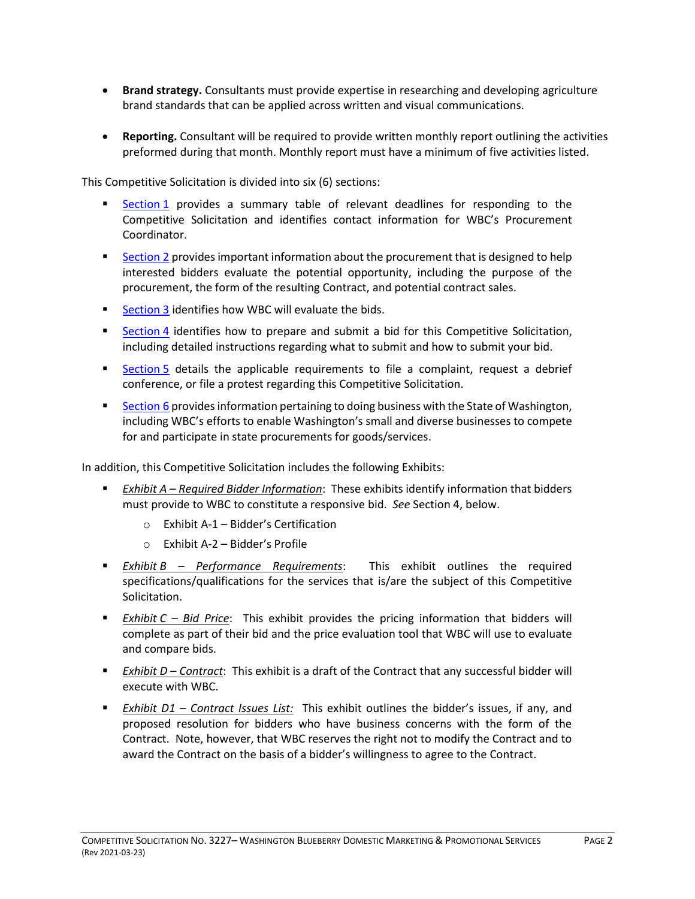- **Brand strategy.** Consultants must provide expertise in researching and developing agriculture brand standards that can be applied across written and visual communications.

- **Reporting.** Consultant will be required to provide written monthly report outlining the activities preformed during that month. Monthly report must have a minimum of five activities listed.

This Competitive Solicitation is divided into six (6) sections:

- Section 1 provides a summary table of relevant deadlines for responding to the Competitive Solicitation and identifies contact information for WBC's Procurement Coordinator.
- Section 2 provides important information about the procurement that is designed to help interested bidders evaluate the potential opportunity, including the purpose of the procurement, the form of the resulting Contract, and potential contract sales.
- Section 3 identifies how WBC will evaluate the bids.
- Section 4 identifies how to prepare and submit a bid for this Competitive Solicitation, including detailed instructions regarding what to submit and how to submit your bid.
- Section 5 details the applicable requirements to file a complaint, request a debrief conference, or file a protest regarding this Competitive Solicitation.
- Section 6 provides information pertaining to doing business with the State of Washington, including WBC's efforts to enable Washington's small and diverse businesses to compete for and participate in state procurements for goods/services.

In addition, this Competitive Solicitation includes the following Exhibits:

- *Exhibit A – Required Bidder Information*: These exhibits identify information that bidders must provide to WBC to constitute a responsive bid. *See* Section 4, below.
  - Exhibit A-1 – Bidder's Certification
  - Exhibit A-2 – Bidder's Profile
- *Exhibit B – Performance Requirements*: This exhibit outlines the required specifications/qualifications for the services that is/are the subject of this Competitive Solicitation.
- *Exhibit C – Bid Price*: This exhibit provides the pricing information that bidders will complete as part of their bid and the price evaluation tool that WBC will use to evaluate and compare bids.
- *Exhibit D – Contract*: This exhibit is a draft of the Contract that any successful bidder will execute with WBC.
- *Exhibit D1 – Contract Issues List:* This exhibit outlines the bidder's issues, if any, and proposed resolution for bidders who have business concerns with the form of the Contract. Note, however, that WBC reserves the right not to modify the Contract and to award the Contract on the basis of a bidder's willingness to agree to the Contract.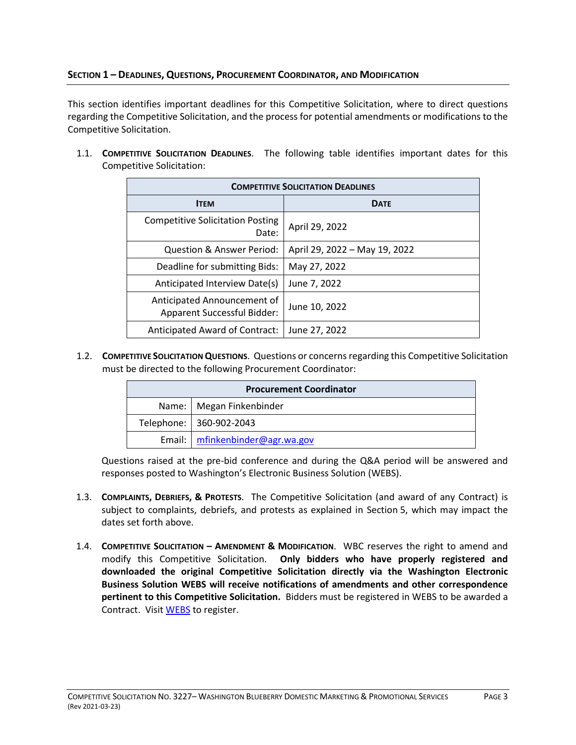## SECTION 1 – DEADLINES, QUESTIONS, PROCUREMENT COORDINATOR, AND MODIFICATION

This section identifies important deadlines for this Competitive Solicitation, where to direct questions regarding the Competitive Solicitation, and the process for potential amendments or modifications to the Competitive Solicitation.

1.1. **COMPETITIVE SOLICITATION DEADLINES**. The following table identifies important dates for this Competitive Solicitation:

| COMPETITIVE SOLICITATION DEADLINES | |
|---|---|
| **ITEM** | **DATE** |
| Competitive Solicitation Posting Date: | April 29, 2022 |
| Question & Answer Period: | April 29, 2022 – May 19, 2022 |
| Deadline for submitting Bids: | May 27, 2022 |
| Anticipated Interview Date(s) | June 7, 2022 |
| Anticipated Announcement of Apparent Successful Bidder: | June 10, 2022 |
| Anticipated Award of Contract: | June 27, 2022 |

1.2. **COMPETITIVE SOLICITATION QUESTIONS**. Questions or concerns regarding this Competitive Solicitation must be directed to the following Procurement Coordinator:

| Procurement Coordinator | |
|---|---|
| Name: | Megan Finkenbinder |
| Telephone: | 360-902-2043 |
| Email: | mfinkenbinder@agr.wa.gov |

Questions raised at the pre-bid conference and during the Q&A period will be answered and responses posted to Washington's Electronic Business Solution (WEBS).

1.3. **COMPLAINTS, DEBRIEFS, & PROTESTS**. The Competitive Solicitation (and award of any Contract) is subject to complaints, debriefs, and protests as explained in Section 5, which may impact the dates set forth above.

1.4. **COMPETITIVE SOLICITATION – AMENDMENT & MODIFICATION**. WBC reserves the right to amend and modify this Competitive Solicitation. **Only bidders who have properly registered and downloaded the original Competitive Solicitation directly via the Washington Electronic Business Solution WEBS will receive notifications of amendments and other correspondence pertinent to this Competitive Solicitation.** Bidders must be registered in WEBS to be awarded a Contract. Visit WEBS to register.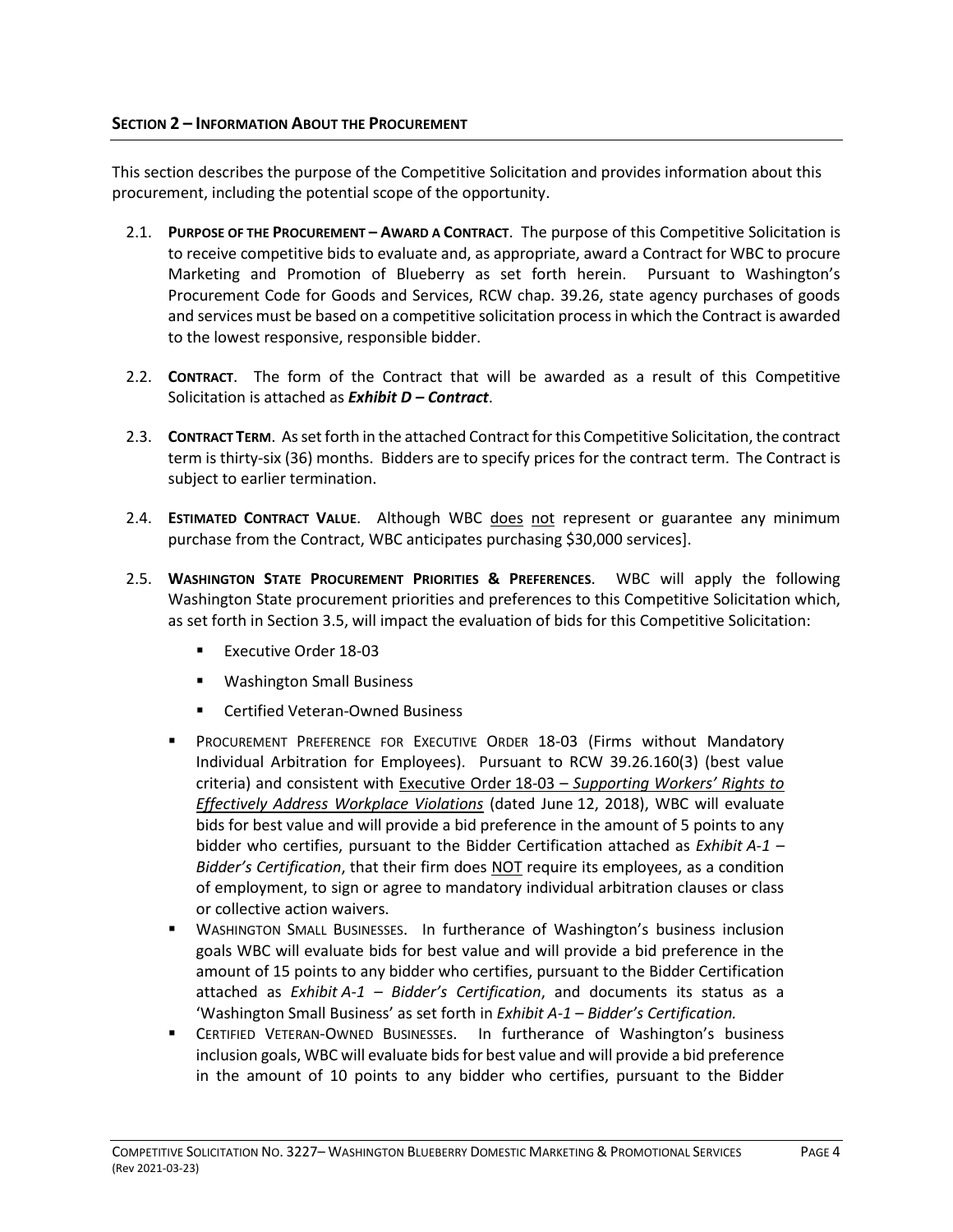## SECTION 2 – INFORMATION ABOUT THE PROCUREMENT

This section describes the purpose of the Competitive Solicitation and provides information about this procurement, including the potential scope of the opportunity.

2.1. **PURPOSE OF THE PROCUREMENT – AWARD A CONTRACT**. The purpose of this Competitive Solicitation is to receive competitive bids to evaluate and, as appropriate, award a Contract for WBC to procure Marketing and Promotion of Blueberry as set forth herein. Pursuant to Washington's Procurement Code for Goods and Services, RCW chap. 39.26, state agency purchases of goods and services must be based on a competitive solicitation process in which the Contract is awarded to the lowest responsive, responsible bidder.

2.2. **CONTRACT**. The form of the Contract that will be awarded as a result of this Competitive Solicitation is attached as ***Exhibit D – Contract***.

2.3. **CONTRACT TERM**. As set forth in the attached Contract for this Competitive Solicitation, the contract term is thirty-six (36) months. Bidders are to specify prices for the contract term. The Contract is subject to earlier termination.

2.4. **ESTIMATED CONTRACT VALUE**. Although WBC <u>does</u> <u>not</u> represent or guarantee any minimum purchase from the Contract, WBC anticipates purchasing $30,000 services].

2.5. **WASHINGTON STATE PROCUREMENT PRIORITIES & PREFERENCES**. WBC will apply the following Washington State procurement priorities and preferences to this Competitive Solicitation which, as set forth in Section 3.5, will impact the evaluation of bids for this Competitive Solicitation:

- Executive Order 18-03
- Washington Small Business
- Certified Veteran-Owned Business

- PROCUREMENT PREFERENCE FOR EXECUTIVE ORDER 18-03 (Firms without Mandatory Individual Arbitration for Employees). Pursuant to RCW 39.26.160(3) (best value criteria) and consistent with <u>Executive Order 18-03 – *Supporting Workers' Rights to Effectively Address Workplace Violations*</u> (dated June 12, 2018), WBC will evaluate bids for best value and will provide a bid preference in the amount of 5 points to any bidder who certifies, pursuant to the Bidder Certification attached as *Exhibit A-1 – Bidder's Certification*, that their firm does <u>NOT</u> require its employees, as a condition of employment, to sign or agree to mandatory individual arbitration clauses or class or collective action waivers.
- WASHINGTON SMALL BUSINESSES. In furtherance of Washington's business inclusion goals WBC will evaluate bids for best value and will provide a bid preference in the amount of 15 points to any bidder who certifies, pursuant to the Bidder Certification attached as *Exhibit A-1 – Bidder's Certification*, and documents its status as a 'Washington Small Business' as set forth in *Exhibit A-1 – Bidder's Certification.*
- CERTIFIED VETERAN-OWNED BUSINESSES. In furtherance of Washington's business inclusion goals, WBC will evaluate bids for best value and will provide a bid preference in the amount of 10 points to any bidder who certifies, pursuant to the Bidder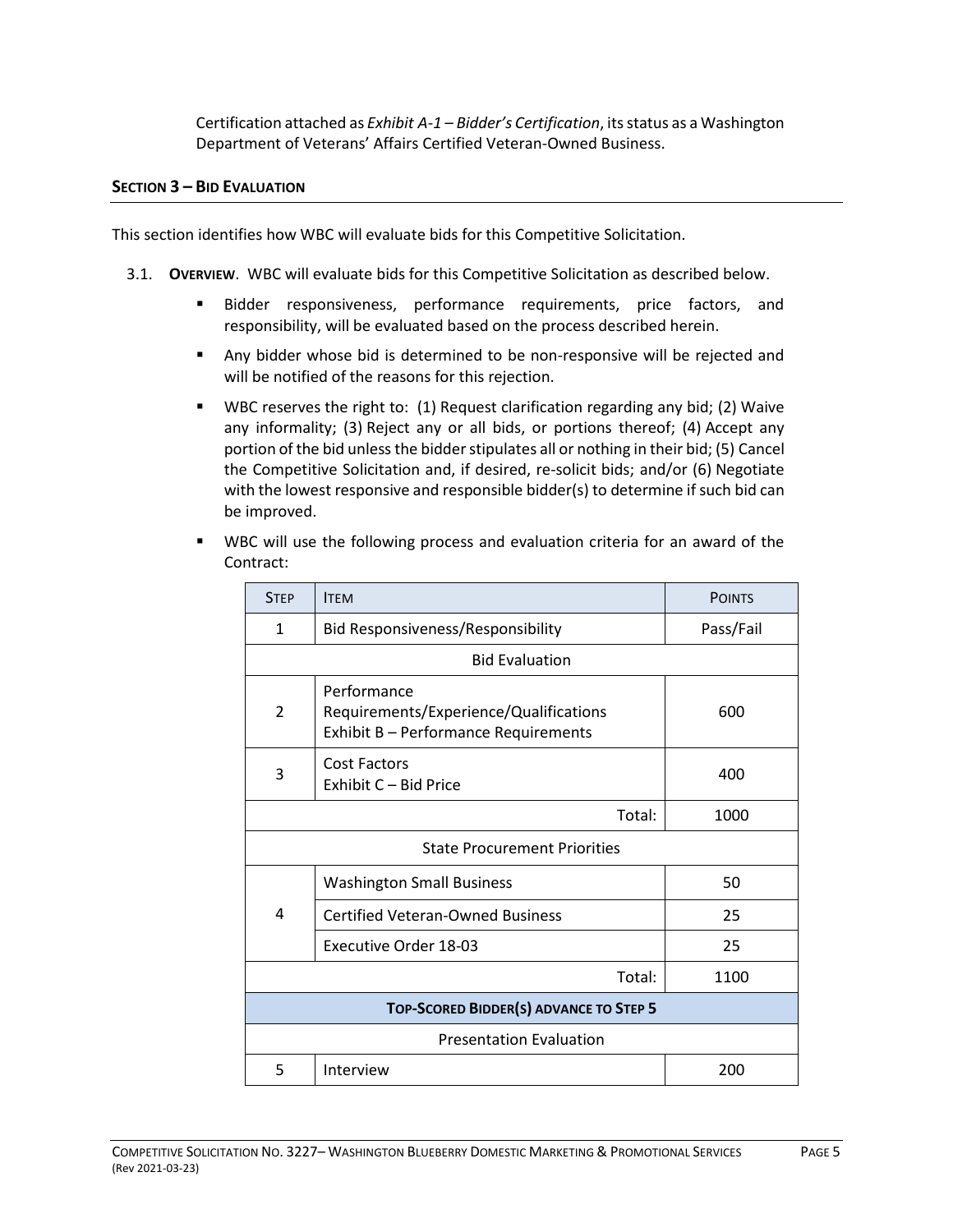Certification attached as *Exhibit A-1 – Bidder's Certification*, its status as a Washington Department of Veterans' Affairs Certified Veteran-Owned Business.

## **SECTION 3 – BID EVALUATION**

This section identifies how WBC will evaluate bids for this Competitive Solicitation.

3.1. **OVERVIEW**. WBC will evaluate bids for this Competitive Solicitation as described below.

- Bidder responsiveness, performance requirements, price factors, and responsibility, will be evaluated based on the process described herein.
- Any bidder whose bid is determined to be non-responsive will be rejected and will be notified of the reasons for this rejection.
- WBC reserves the right to: (1) Request clarification regarding any bid; (2) Waive any informality; (3) Reject any or all bids, or portions thereof; (4) Accept any portion of the bid unless the bidder stipulates all or nothing in their bid; (5) Cancel the Competitive Solicitation and, if desired, re-solicit bids; and/or (6) Negotiate with the lowest responsive and responsible bidder(s) to determine if such bid can be improved.
- WBC will use the following process and evaluation criteria for an award of the Contract:

| STEP | ITEM | POINTS |
|---|---|---|
| 1 | Bid Responsiveness/Responsibility | Pass/Fail |
| | Bid Evaluation | |
| 2 | Performance Requirements/Experience/Qualifications Exhibit B – Performance Requirements | 600 |
| 3 | Cost Factors Exhibit C – Bid Price | 400 |
| | Total: | 1000 |
| | State Procurement Priorities | |
| 4 | Washington Small Business | 50 |
| | Certified Veteran-Owned Business | 25 |
| | Executive Order 18-03 | 25 |
| | Total: | 1100 |
| | **TOP-SCORED BIDDER(S) ADVANCE TO STEP 5** | |
| | Presentation Evaluation | |
| 5 | Interview | 200 |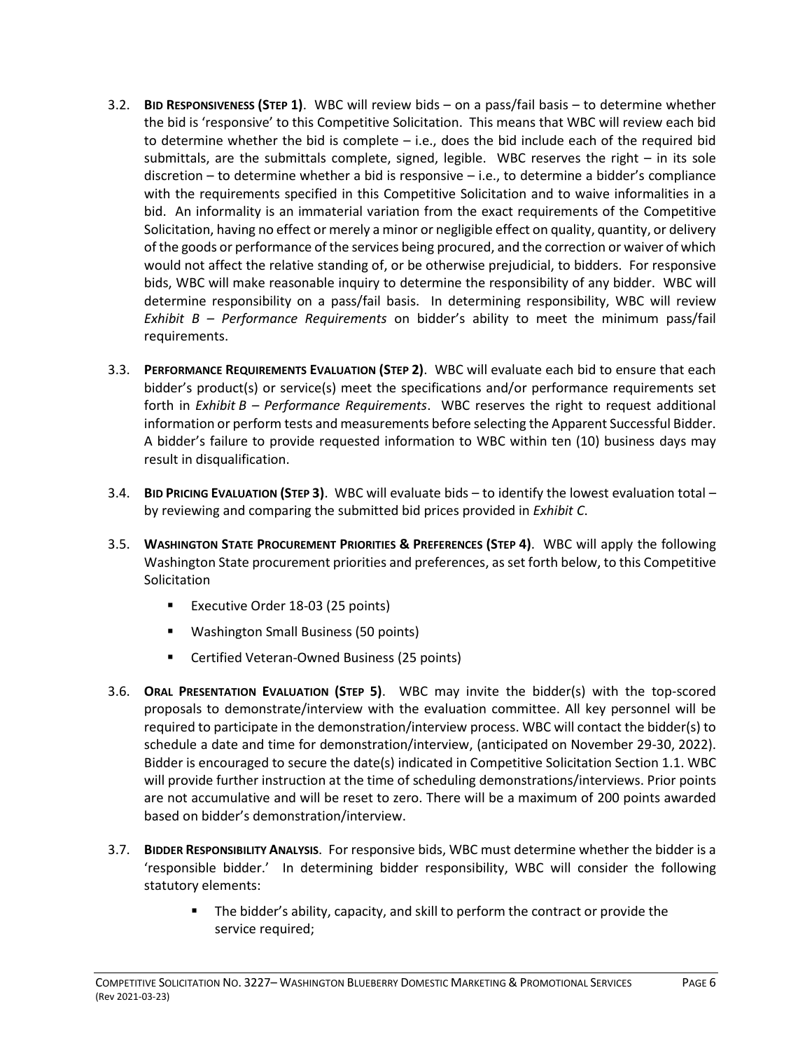3.2. **BID RESPONSIVENESS (STEP 1)**. WBC will review bids – on a pass/fail basis – to determine whether the bid is 'responsive' to this Competitive Solicitation. This means that WBC will review each bid to determine whether the bid is complete – i.e., does the bid include each of the required bid submittals, are the submittals complete, signed, legible. WBC reserves the right – in its sole discretion – to determine whether a bid is responsive – i.e., to determine a bidder's compliance with the requirements specified in this Competitive Solicitation and to waive informalities in a bid. An informality is an immaterial variation from the exact requirements of the Competitive Solicitation, having no effect or merely a minor or negligible effect on quality, quantity, or delivery of the goods or performance of the services being procured, and the correction or waiver of which would not affect the relative standing of, or be otherwise prejudicial, to bidders. For responsive bids, WBC will make reasonable inquiry to determine the responsibility of any bidder. WBC will determine responsibility on a pass/fail basis. In determining responsibility, WBC will review *Exhibit B – Performance Requirements* on bidder's ability to meet the minimum pass/fail requirements.

3.3. **PERFORMANCE REQUIREMENTS EVALUATION (STEP 2)**. WBC will evaluate each bid to ensure that each bidder's product(s) or service(s) meet the specifications and/or performance requirements set forth in *Exhibit B – Performance Requirements*. WBC reserves the right to request additional information or perform tests and measurements before selecting the Apparent Successful Bidder. A bidder's failure to provide requested information to WBC within ten (10) business days may result in disqualification.

3.4. **BID PRICING EVALUATION (STEP 3)**. WBC will evaluate bids – to identify the lowest evaluation total – by reviewing and comparing the submitted bid prices provided in *Exhibit C*.

3.5. **WASHINGTON STATE PROCUREMENT PRIORITIES & PREFERENCES (STEP 4)**. WBC will apply the following Washington State procurement priorities and preferences, as set forth below, to this Competitive Solicitation

- Executive Order 18-03 (25 points)
- Washington Small Business (50 points)
- Certified Veteran-Owned Business (25 points)

3.6. **ORAL PRESENTATION EVALUATION (STEP 5)**. WBC may invite the bidder(s) with the top-scored proposals to demonstrate/interview with the evaluation committee. All key personnel will be required to participate in the demonstration/interview process. WBC will contact the bidder(s) to schedule a date and time for demonstration/interview, (anticipated on November 29-30, 2022). Bidder is encouraged to secure the date(s) indicated in Competitive Solicitation Section 1.1. WBC will provide further instruction at the time of scheduling demonstrations/interviews. Prior points are not accumulative and will be reset to zero. There will be a maximum of 200 points awarded based on bidder's demonstration/interview.

3.7. **BIDDER RESPONSIBILITY ANALYSIS**. For responsive bids, WBC must determine whether the bidder is a 'responsible bidder.' In determining bidder responsibility, WBC will consider the following statutory elements:

- The bidder's ability, capacity, and skill to perform the contract or provide the service required;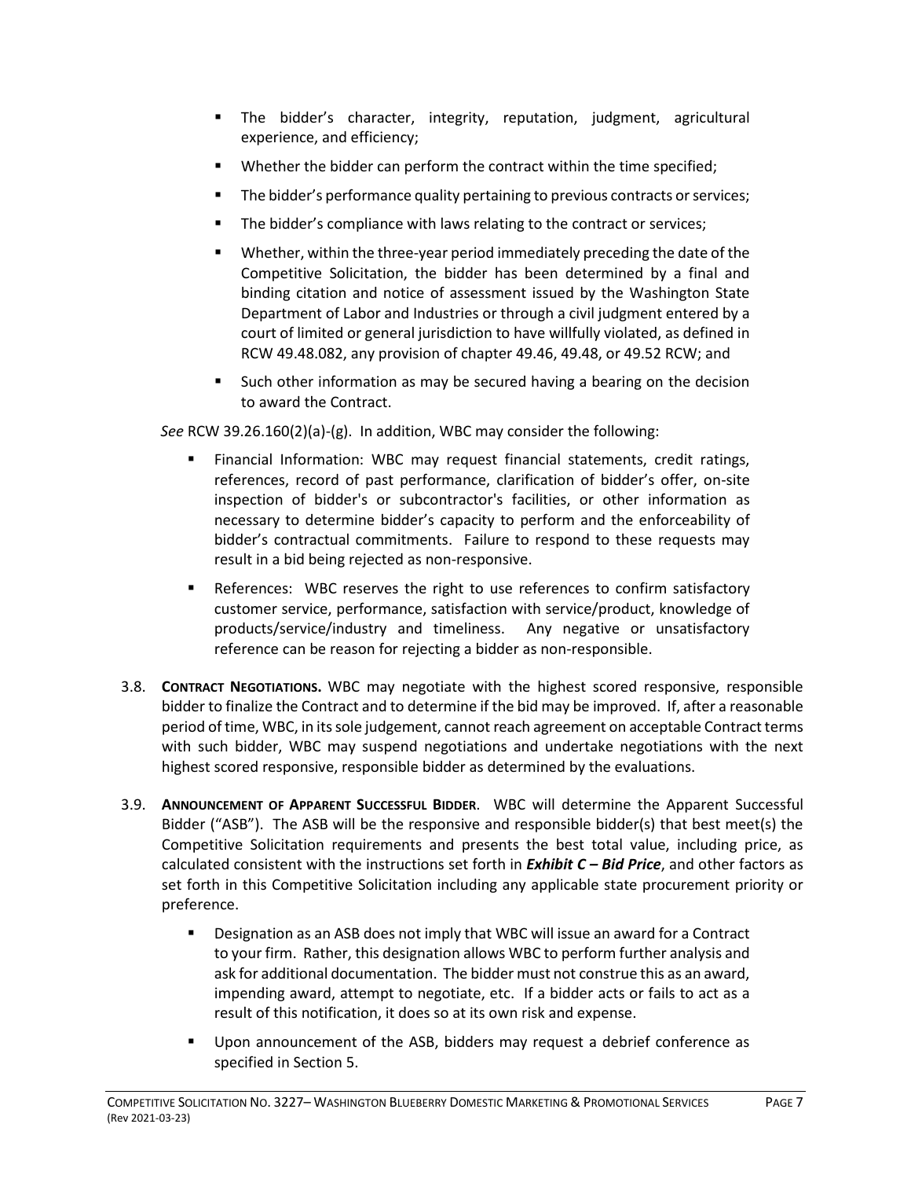- The bidder's character, integrity, reputation, judgment, agricultural experience, and efficiency;
- Whether the bidder can perform the contract within the time specified;
- The bidder's performance quality pertaining to previous contracts or services;
- The bidder's compliance with laws relating to the contract or services;
- Whether, within the three-year period immediately preceding the date of the Competitive Solicitation, the bidder has been determined by a final and binding citation and notice of assessment issued by the Washington State Department of Labor and Industries or through a civil judgment entered by a court of limited or general jurisdiction to have willfully violated, as defined in RCW 49.48.082, any provision of chapter 49.46, 49.48, or 49.52 RCW; and
- Such other information as may be secured having a bearing on the decision to award the Contract.

*See* RCW 39.26.160(2)(a)-(g). In addition, WBC may consider the following:

- Financial Information: WBC may request financial statements, credit ratings, references, record of past performance, clarification of bidder's offer, on-site inspection of bidder's or subcontractor's facilities, or other information as necessary to determine bidder's capacity to perform and the enforceability of bidder's contractual commitments. Failure to respond to these requests may result in a bid being rejected as non-responsive.
- References: WBC reserves the right to use references to confirm satisfactory customer service, performance, satisfaction with service/product, knowledge of products/service/industry and timeliness. Any negative or unsatisfactory reference can be reason for rejecting a bidder as non-responsible.

3.8. **CONTRACT NEGOTIATIONS.** WBC may negotiate with the highest scored responsive, responsible bidder to finalize the Contract and to determine if the bid may be improved. If, after a reasonable period of time, WBC, in its sole judgement, cannot reach agreement on acceptable Contract terms with such bidder, WBC may suspend negotiations and undertake negotiations with the next highest scored responsive, responsible bidder as determined by the evaluations.

3.9. **ANNOUNCEMENT OF APPARENT SUCCESSFUL BIDDER**. WBC will determine the Apparent Successful Bidder ("ASB"). The ASB will be the responsive and responsible bidder(s) that best meet(s) the Competitive Solicitation requirements and presents the best total value, including price, as calculated consistent with the instructions set forth in ***Exhibit C – Bid Price***, and other factors as set forth in this Competitive Solicitation including any applicable state procurement priority or preference.

- Designation as an ASB does not imply that WBC will issue an award for a Contract to your firm. Rather, this designation allows WBC to perform further analysis and ask for additional documentation. The bidder must not construe this as an award, impending award, attempt to negotiate, etc. If a bidder acts or fails to act as a result of this notification, it does so at its own risk and expense.
- Upon announcement of the ASB, bidders may request a debrief conference as specified in Section 5.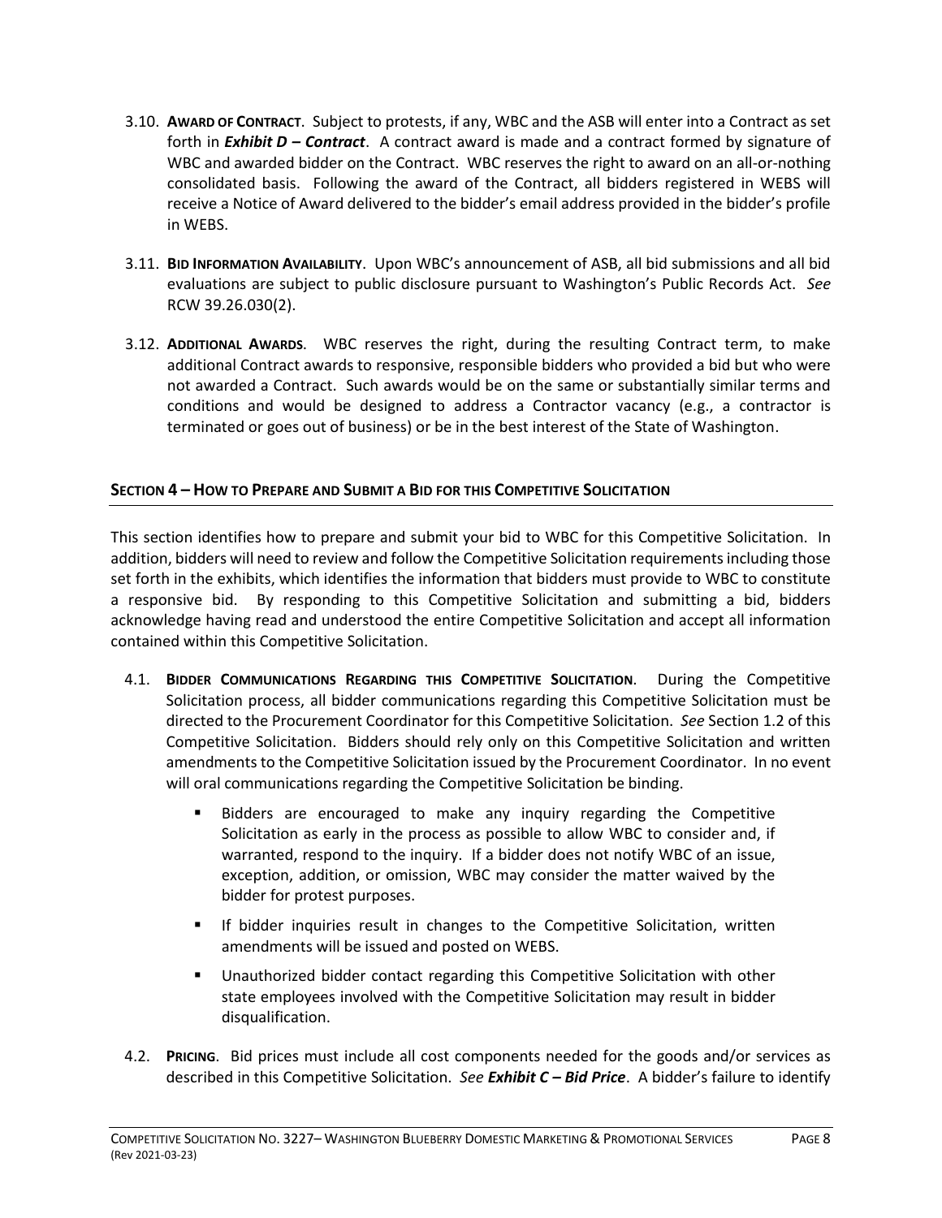3.10. **AWARD OF CONTRACT**. Subject to protests, if any, WBC and the ASB will enter into a Contract as set forth in ***Exhibit D – Contract***. A contract award is made and a contract formed by signature of WBC and awarded bidder on the Contract. WBC reserves the right to award on an all-or-nothing consolidated basis. Following the award of the Contract, all bidders registered in WEBS will receive a Notice of Award delivered to the bidder's email address provided in the bidder's profile in WEBS.

3.11. **BID INFORMATION AVAILABILITY**. Upon WBC's announcement of ASB, all bid submissions and all bid evaluations are subject to public disclosure pursuant to Washington's Public Records Act. *See* RCW 39.26.030(2).

3.12. **ADDITIONAL AWARDS**. WBC reserves the right, during the resulting Contract term, to make additional Contract awards to responsive, responsible bidders who provided a bid but who were not awarded a Contract. Such awards would be on the same or substantially similar terms and conditions and would be designed to address a Contractor vacancy (e.g., a contractor is terminated or goes out of business) or be in the best interest of the State of Washington.

## SECTION 4 – HOW TO PREPARE AND SUBMIT A BID FOR THIS COMPETITIVE SOLICITATION

This section identifies how to prepare and submit your bid to WBC for this Competitive Solicitation. In addition, bidders will need to review and follow the Competitive Solicitation requirements including those set forth in the exhibits, which identifies the information that bidders must provide to WBC to constitute a responsive bid. By responding to this Competitive Solicitation and submitting a bid, bidders acknowledge having read and understood the entire Competitive Solicitation and accept all information contained within this Competitive Solicitation.

4.1. **BIDDER COMMUNICATIONS REGARDING THIS COMPETITIVE SOLICITATION**. During the Competitive Solicitation process, all bidder communications regarding this Competitive Solicitation must be directed to the Procurement Coordinator for this Competitive Solicitation. *See* Section 1.2 of this Competitive Solicitation. Bidders should rely only on this Competitive Solicitation and written amendments to the Competitive Solicitation issued by the Procurement Coordinator. In no event will oral communications regarding the Competitive Solicitation be binding.

- Bidders are encouraged to make any inquiry regarding the Competitive Solicitation as early in the process as possible to allow WBC to consider and, if warranted, respond to the inquiry. If a bidder does not notify WBC of an issue, exception, addition, or omission, WBC may consider the matter waived by the bidder for protest purposes.
- If bidder inquiries result in changes to the Competitive Solicitation, written amendments will be issued and posted on WEBS.
- Unauthorized bidder contact regarding this Competitive Solicitation with other state employees involved with the Competitive Solicitation may result in bidder disqualification.

4.2. **PRICING**. Bid prices must include all cost components needed for the goods and/or services as described in this Competitive Solicitation. *See* ***Exhibit C – Bid Price***. A bidder's failure to identify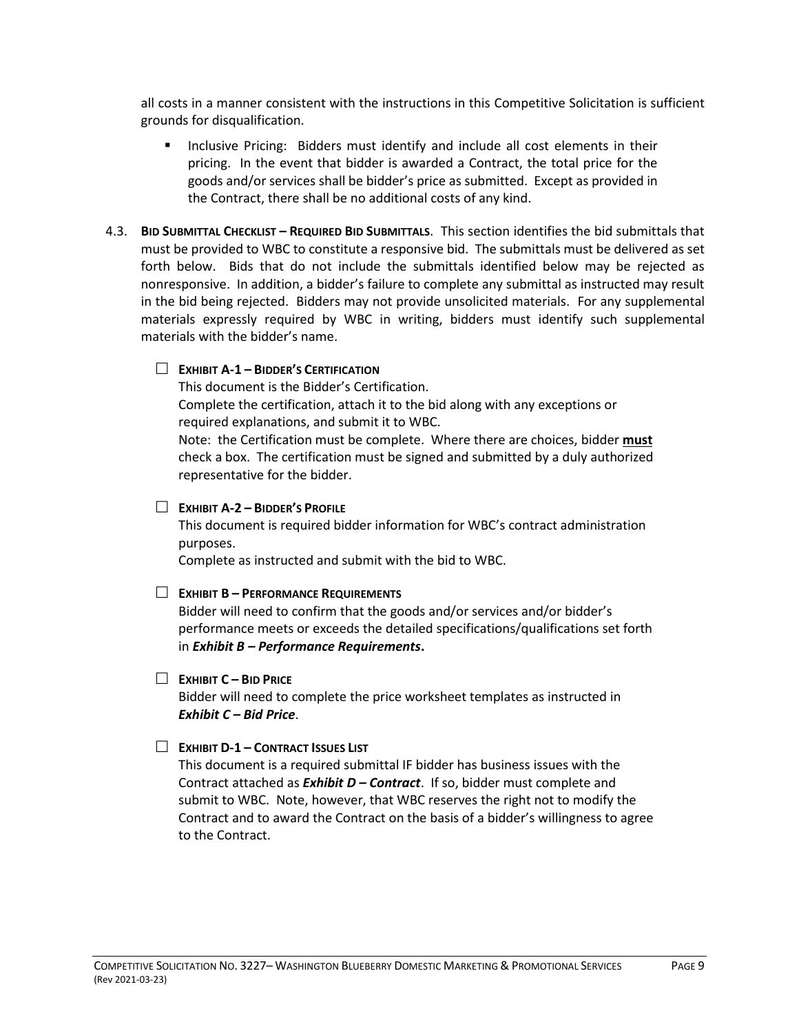all costs in a manner consistent with the instructions in this Competitive Solicitation is sufficient grounds for disqualification.

- Inclusive Pricing: Bidders must identify and include all cost elements in their pricing. In the event that bidder is awarded a Contract, the total price for the goods and/or services shall be bidder's price as submitted. Except as provided in the Contract, there shall be no additional costs of any kind.

4.3. **BID SUBMITTAL CHECKLIST – REQUIRED BID SUBMITTALS**. This section identifies the bid submittals that must be provided to WBC to constitute a responsive bid. The submittals must be delivered as set forth below. Bids that do not include the submittals identified below may be rejected as nonresponsive. In addition, a bidder's failure to complete any submittal as instructed may result in the bid being rejected. Bidders may not provide unsolicited materials. For any supplemental materials expressly required by WBC in writing, bidders must identify such supplemental materials with the bidder's name.

☐ **EXHIBIT A-1 – BIDDER'S CERTIFICATION**
This document is the Bidder's Certification.
Complete the certification, attach it to the bid along with any exceptions or required explanations, and submit it to WBC.
Note: the Certification must be complete. Where there are choices, bidder **<u>must</u>** check a box. The certification must be signed and submitted by a duly authorized representative for the bidder.

☐ **EXHIBIT A-2 – BIDDER'S PROFILE**
This document is required bidder information for WBC's contract administration purposes.
Complete as instructed and submit with the bid to WBC.

☐ **EXHIBIT B – PERFORMANCE REQUIREMENTS**
Bidder will need to confirm that the goods and/or services and/or bidder's performance meets or exceeds the detailed specifications/qualifications set forth in ***Exhibit B – Performance Requirements*.**

☐ **EXHIBIT C – BID PRICE**
Bidder will need to complete the price worksheet templates as instructed in ***Exhibit C – Bid Price***.

☐ **EXHIBIT D-1 – CONTRACT ISSUES LIST**
This document is a required submittal IF bidder has business issues with the Contract attached as ***Exhibit D – Contract***. If so, bidder must complete and submit to WBC. Note, however, that WBC reserves the right not to modify the Contract and to award the Contract on the basis of a bidder's willingness to agree to the Contract.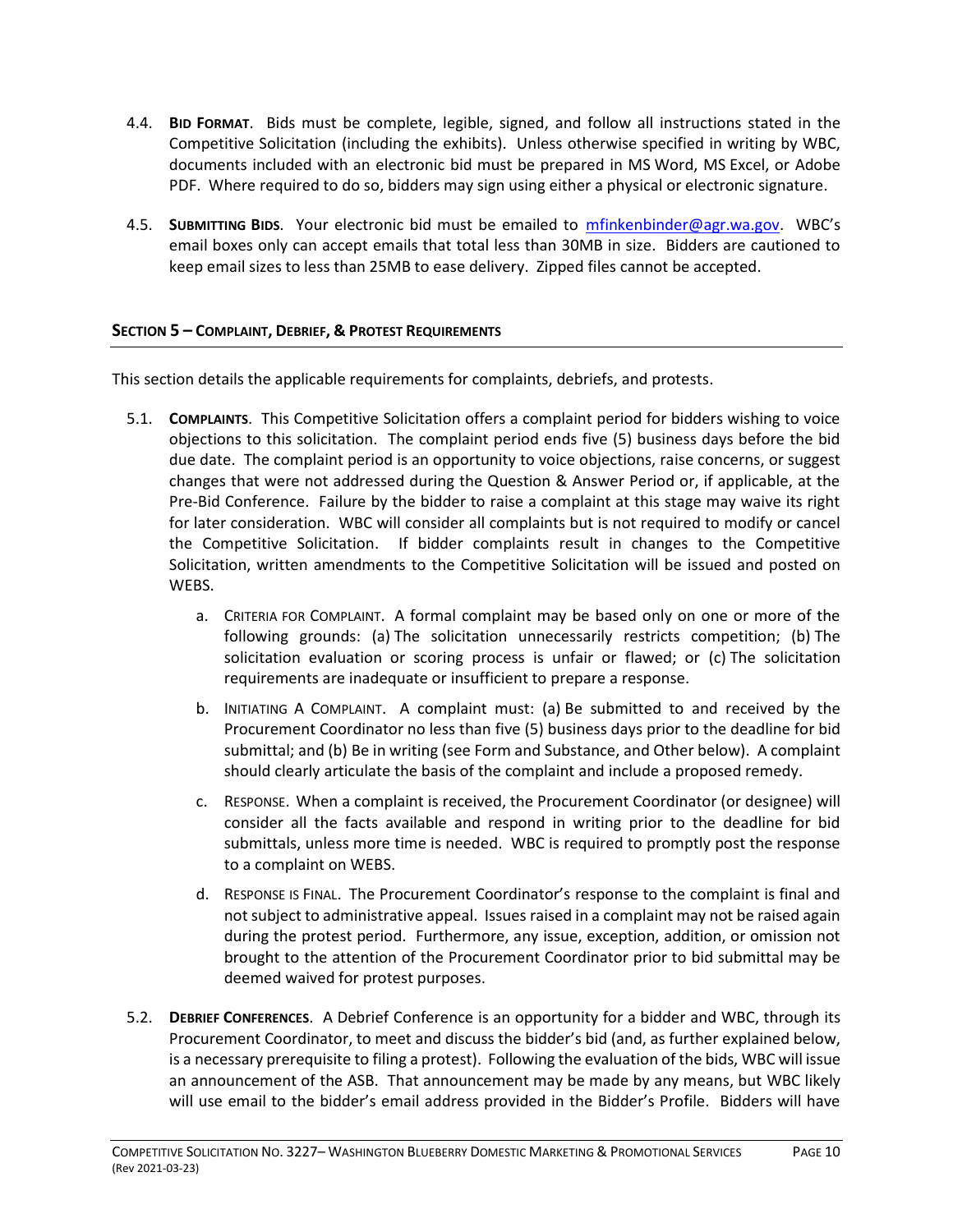4.4. **BID FORMAT**. Bids must be complete, legible, signed, and follow all instructions stated in the Competitive Solicitation (including the exhibits). Unless otherwise specified in writing by WBC, documents included with an electronic bid must be prepared in MS Word, MS Excel, or Adobe PDF. Where required to do so, bidders may sign using either a physical or electronic signature.

4.5. **SUBMITTING BIDS**. Your electronic bid must be emailed to mfinkenbinder@agr.wa.gov. WBC's email boxes only can accept emails that total less than 30MB in size. Bidders are cautioned to keep email sizes to less than 25MB to ease delivery. Zipped files cannot be accepted.

## SECTION 5 – COMPLAINT, DEBRIEF, & PROTEST REQUIREMENTS

This section details the applicable requirements for complaints, debriefs, and protests.

5.1. **COMPLAINTS**. This Competitive Solicitation offers a complaint period for bidders wishing to voice objections to this solicitation. The complaint period ends five (5) business days before the bid due date. The complaint period is an opportunity to voice objections, raise concerns, or suggest changes that were not addressed during the Question & Answer Period or, if applicable, at the Pre-Bid Conference. Failure by the bidder to raise a complaint at this stage may waive its right for later consideration. WBC will consider all complaints but is not required to modify or cancel the Competitive Solicitation. If bidder complaints result in changes to the Competitive Solicitation, written amendments to the Competitive Solicitation will be issued and posted on WEBS.

   a. CRITERIA FOR COMPLAINT. A formal complaint may be based only on one or more of the following grounds: (a) The solicitation unnecessarily restricts competition; (b) The solicitation evaluation or scoring process is unfair or flawed; or (c) The solicitation requirements are inadequate or insufficient to prepare a response.

   b. INITIATING A COMPLAINT. A complaint must: (a) Be submitted to and received by the Procurement Coordinator no less than five (5) business days prior to the deadline for bid submittal; and (b) Be in writing (see Form and Substance, and Other below). A complaint should clearly articulate the basis of the complaint and include a proposed remedy.

   c. RESPONSE. When a complaint is received, the Procurement Coordinator (or designee) will consider all the facts available and respond in writing prior to the deadline for bid submittals, unless more time is needed. WBC is required to promptly post the response to a complaint on WEBS.

   d. RESPONSE IS FINAL. The Procurement Coordinator's response to the complaint is final and not subject to administrative appeal. Issues raised in a complaint may not be raised again during the protest period. Furthermore, any issue, exception, addition, or omission not brought to the attention of the Procurement Coordinator prior to bid submittal may be deemed waived for protest purposes.

5.2. **DEBRIEF CONFERENCES**. A Debrief Conference is an opportunity for a bidder and WBC, through its Procurement Coordinator, to meet and discuss the bidder's bid (and, as further explained below, is a necessary prerequisite to filing a protest). Following the evaluation of the bids, WBC will issue an announcement of the ASB. That announcement may be made by any means, but WBC likely will use email to the bidder's email address provided in the Bidder's Profile. Bidders will have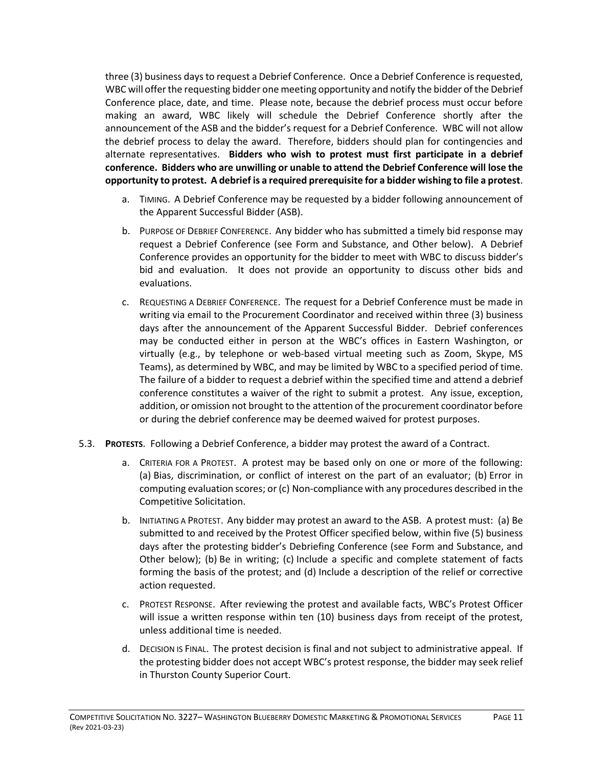three (3) business days to request a Debrief Conference. Once a Debrief Conference is requested, WBC will offer the requesting bidder one meeting opportunity and notify the bidder of the Debrief Conference place, date, and time. Please note, because the debrief process must occur before making an award, WBC likely will schedule the Debrief Conference shortly after the announcement of the ASB and the bidder's request for a Debrief Conference. WBC will not allow the debrief process to delay the award. Therefore, bidders should plan for contingencies and alternate representatives. **Bidders who wish to protest must first participate in a debrief conference. Bidders who are unwilling or unable to attend the Debrief Conference will lose the opportunity to protest. A debrief is a required prerequisite for a bidder wishing to file a protest**.

a. TIMING. A Debrief Conference may be requested by a bidder following announcement of the Apparent Successful Bidder (ASB).

b. PURPOSE OF DEBRIEF CONFERENCE. Any bidder who has submitted a timely bid response may request a Debrief Conference (see Form and Substance, and Other below). A Debrief Conference provides an opportunity for the bidder to meet with WBC to discuss bidder's bid and evaluation. It does not provide an opportunity to discuss other bids and evaluations.

c. REQUESTING A DEBRIEF CONFERENCE. The request for a Debrief Conference must be made in writing via email to the Procurement Coordinator and received within three (3) business days after the announcement of the Apparent Successful Bidder. Debrief conferences may be conducted either in person at the WBC's offices in Eastern Washington, or virtually (e.g., by telephone or web-based virtual meeting such as Zoom, Skype, MS Teams), as determined by WBC, and may be limited by WBC to a specified period of time. The failure of a bidder to request a debrief within the specified time and attend a debrief conference constitutes a waiver of the right to submit a protest. Any issue, exception, addition, or omission not brought to the attention of the procurement coordinator before or during the debrief conference may be deemed waived for protest purposes.

5.3. **PROTESTS**. Following a Debrief Conference, a bidder may protest the award of a Contract.

a. CRITERIA FOR A PROTEST. A protest may be based only on one or more of the following: (a) Bias, discrimination, or conflict of interest on the part of an evaluator; (b) Error in computing evaluation scores; or (c) Non-compliance with any procedures described in the Competitive Solicitation.

b. INITIATING A PROTEST. Any bidder may protest an award to the ASB. A protest must: (a) Be submitted to and received by the Protest Officer specified below, within five (5) business days after the protesting bidder's Debriefing Conference (see Form and Substance, and Other below); (b) Be in writing; (c) Include a specific and complete statement of facts forming the basis of the protest; and (d) Include a description of the relief or corrective action requested.

c. PROTEST RESPONSE. After reviewing the protest and available facts, WBC's Protest Officer will issue a written response within ten (10) business days from receipt of the protest, unless additional time is needed.

d. DECISION IS FINAL. The protest decision is final and not subject to administrative appeal. If the protesting bidder does not accept WBC's protest response, the bidder may seek relief in Thurston County Superior Court.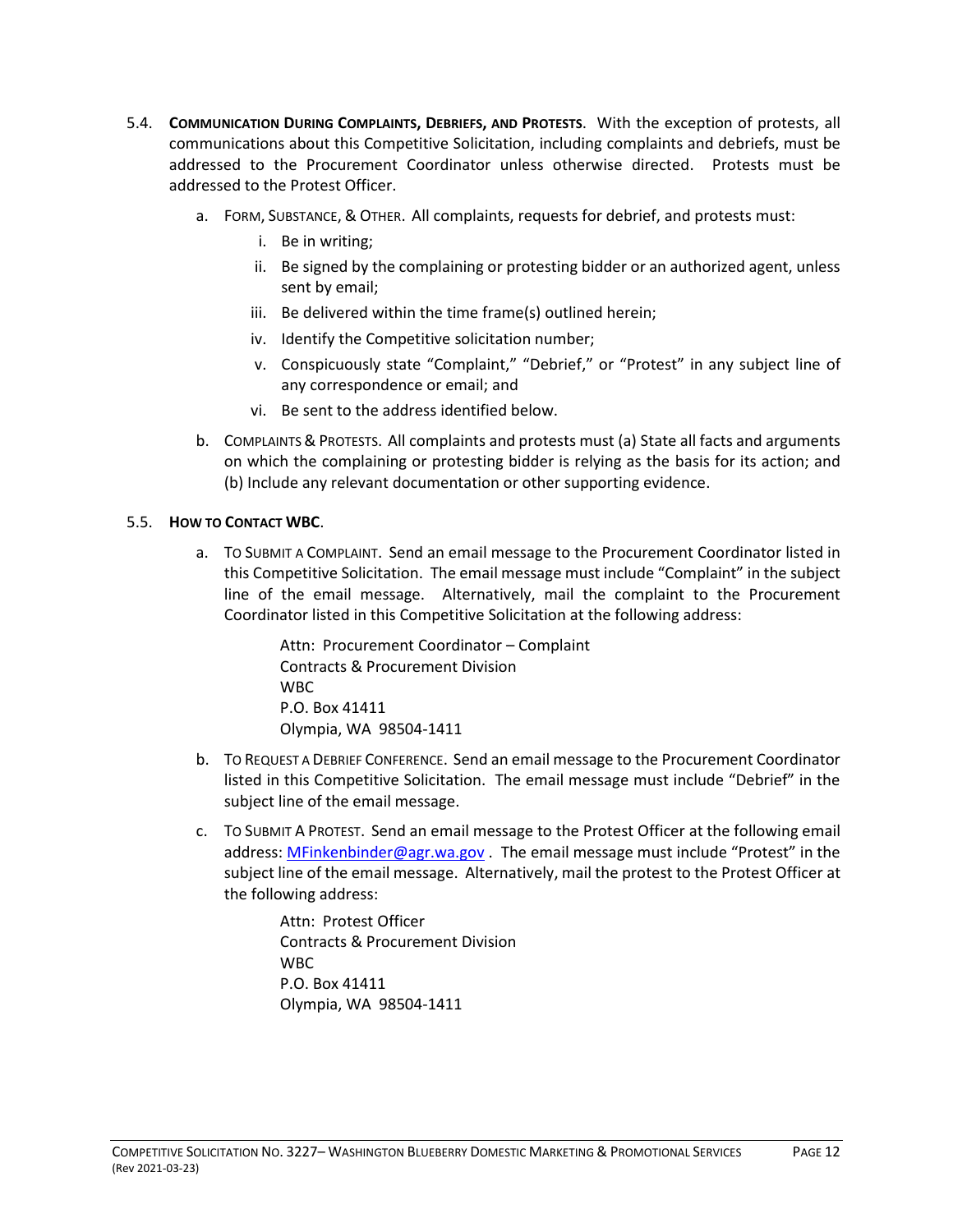5.4. **COMMUNICATION DURING COMPLAINTS, DEBRIEFS, AND PROTESTS**. With the exception of protests, all communications about this Competitive Solicitation, including complaints and debriefs, must be addressed to the Procurement Coordinator unless otherwise directed. Protests must be addressed to the Protest Officer.

a. FORM, SUBSTANCE, & OTHER. All complaints, requests for debrief, and protests must:

   i. Be in writing;

   ii. Be signed by the complaining or protesting bidder or an authorized agent, unless sent by email;

   iii. Be delivered within the time frame(s) outlined herein;

   iv. Identify the Competitive solicitation number;

   v. Conspicuously state "Complaint," "Debrief," or "Protest" in any subject line of any correspondence or email; and

   vi. Be sent to the address identified below.

b. COMPLAINTS & PROTESTS. All complaints and protests must (a) State all facts and arguments on which the complaining or protesting bidder is relying as the basis for its action; and (b) Include any relevant documentation or other supporting evidence.

5.5. **HOW TO CONTACT WBC**.

a. TO SUBMIT A COMPLAINT. Send an email message to the Procurement Coordinator listed in this Competitive Solicitation. The email message must include "Complaint" in the subject line of the email message. Alternatively, mail the complaint to the Procurement Coordinator listed in this Competitive Solicitation at the following address:

   Attn: Procurement Coordinator – Complaint
   Contracts & Procurement Division
   WBC
   P.O. Box 41411
   Olympia, WA 98504-1411

b. TO REQUEST A DEBRIEF CONFERENCE. Send an email message to the Procurement Coordinator listed in this Competitive Solicitation. The email message must include "Debrief" in the subject line of the email message.

c. TO SUBMIT A PROTEST. Send an email message to the Protest Officer at the following email address: MFinkenbinder@agr.wa.gov . The email message must include "Protest" in the subject line of the email message. Alternatively, mail the protest to the Protest Officer at the following address:

   Attn: Protest Officer
   Contracts & Procurement Division
   WBC
   P.O. Box 41411
   Olympia, WA 98504-1411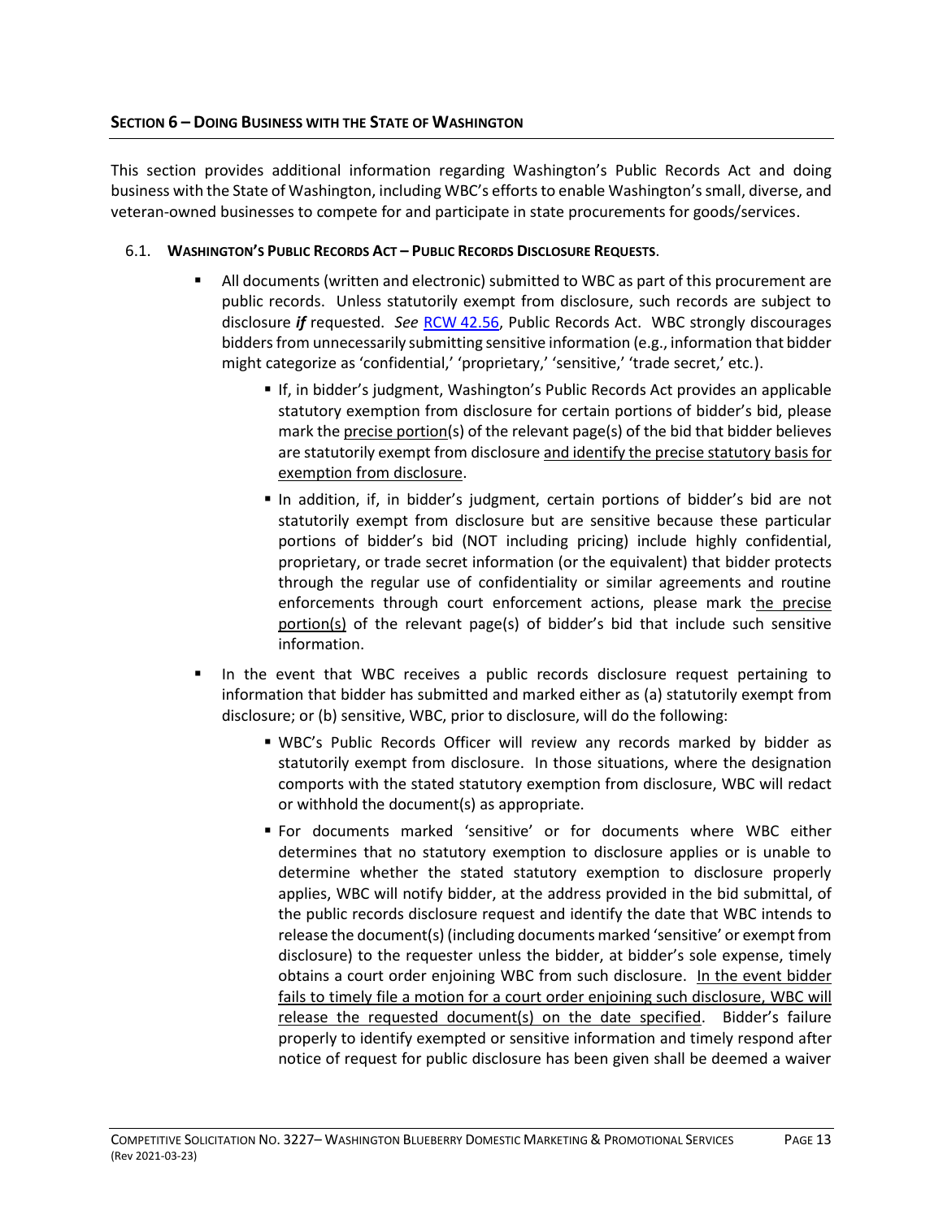## SECTION 6 – DOING BUSINESS WITH THE STATE OF WASHINGTON

This section provides additional information regarding Washington's Public Records Act and doing business with the State of Washington, including WBC's efforts to enable Washington's small, diverse, and veteran-owned businesses to compete for and participate in state procurements for goods/services.

### 6.1. WASHINGTON'S PUBLIC RECORDS ACT – PUBLIC RECORDS DISCLOSURE REQUESTS.

- All documents (written and electronic) submitted to WBC as part of this procurement are public records. Unless statutorily exempt from disclosure, such records are subject to disclosure ***if*** requested. *See* RCW 42.56, Public Records Act. WBC strongly discourages bidders from unnecessarily submitting sensitive information (e.g., information that bidder might categorize as 'confidential,' 'proprietary,' 'sensitive,' 'trade secret,' etc.).
  - If, in bidder's judgment, Washington's Public Records Act provides an applicable statutory exemption from disclosure for certain portions of bidder's bid, please mark the <u>precise portion</u>(s) of the relevant page(s) of the bid that bidder believes are statutorily exempt from disclosure <u>and identify the precise statutory basis for exemption from disclosure</u>.
  - In addition, if, in bidder's judgment, certain portions of bidder's bid are not statutorily exempt from disclosure but are sensitive because these particular portions of bidder's bid (NOT including pricing) include highly confidential, proprietary, or trade secret information (or the equivalent) that bidder protects through the regular use of confidentiality or similar agreements and routine enforcements through court enforcement actions, please mark t<u>he precise portion(s)</u> of the relevant page(s) of bidder's bid that include such sensitive information.
- In the event that WBC receives a public records disclosure request pertaining to information that bidder has submitted and marked either as (a) statutorily exempt from disclosure; or (b) sensitive, WBC, prior to disclosure, will do the following:
  - WBC's Public Records Officer will review any records marked by bidder as statutorily exempt from disclosure. In those situations, where the designation comports with the stated statutory exemption from disclosure, WBC will redact or withhold the document(s) as appropriate.
  - For documents marked 'sensitive' or for documents where WBC either determines that no statutory exemption to disclosure applies or is unable to determine whether the stated statutory exemption to disclosure properly applies, WBC will notify bidder, at the address provided in the bid submittal, of the public records disclosure request and identify the date that WBC intends to release the document(s) (including documents marked 'sensitive' or exempt from disclosure) to the requester unless the bidder, at bidder's sole expense, timely obtains a court order enjoining WBC from such disclosure. <u>In the event bidder fails to timely file a motion for a court order enjoining such disclosure, WBC will release the requested document(s) on the date specified</u>. Bidder's failure properly to identify exempted or sensitive information and timely respond after notice of request for public disclosure has been given shall be deemed a waiver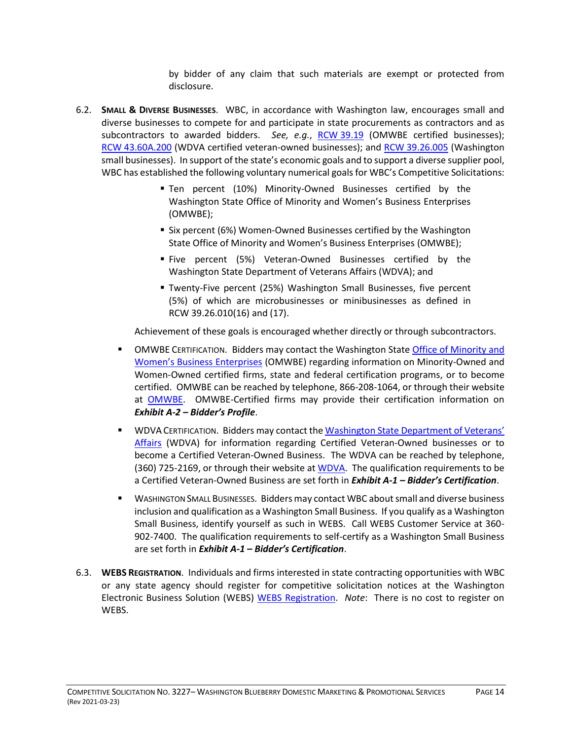by bidder of any claim that such materials are exempt or protected from disclosure.

6.2. **SMALL & DIVERSE BUSINESSES**. WBC, in accordance with Washington law, encourages small and diverse businesses to compete for and participate in state procurements as contractors and as subcontractors to awarded bidders. *See, e.g.*, RCW 39.19 (OMWBE certified businesses); RCW 43.60A.200 (WDVA certified veteran-owned businesses); and RCW 39.26.005 (Washington small businesses). In support of the state's economic goals and to support a diverse supplier pool, WBC has established the following voluntary numerical goals for WBC's Competitive Solicitations:

- Ten percent (10%) Minority-Owned Businesses certified by the Washington State Office of Minority and Women's Business Enterprises (OMWBE);
- Six percent (6%) Women-Owned Businesses certified by the Washington State Office of Minority and Women's Business Enterprises (OMWBE);
- Five percent (5%) Veteran-Owned Businesses certified by the Washington State Department of Veterans Affairs (WDVA); and
- Twenty-Five percent (25%) Washington Small Businesses, five percent (5%) of which are microbusinesses or minibusinesses as defined in RCW 39.26.010(16) and (17).

Achievement of these goals is encouraged whether directly or through subcontractors.

- OMWBE CERTIFICATION. Bidders may contact the Washington State Office of Minority and Women's Business Enterprises (OMWBE) regarding information on Minority-Owned and Women-Owned certified firms, state and federal certification programs, or to become certified. OMWBE can be reached by telephone, 866-208-1064, or through their website at OMWBE. OMWBE-Certified firms may provide their certification information on ***Exhibit A-2 – Bidder's Profile***.
- WDVA CERTIFICATION. Bidders may contact the Washington State Department of Veterans' Affairs (WDVA) for information regarding Certified Veteran-Owned businesses or to become a Certified Veteran-Owned Business. The WDVA can be reached by telephone, (360) 725-2169, or through their website at WDVA. The qualification requirements to be a Certified Veteran-Owned Business are set forth in ***Exhibit A-1 – Bidder's Certification***.
- WASHINGTON SMALL BUSINESSES. Bidders may contact WBC about small and diverse business inclusion and qualification as a Washington Small Business. If you qualify as a Washington Small Business, identify yourself as such in WEBS. Call WEBS Customer Service at 360-902-7400. The qualification requirements to self-certify as a Washington Small Business are set forth in ***Exhibit A-1 – Bidder's Certification***.

6.3. **WEBS REGISTRATION**. Individuals and firms interested in state contracting opportunities with WBC or any state agency should register for competitive solicitation notices at the Washington Electronic Business Solution (WEBS) WEBS Registration. *Note*: There is no cost to register on WEBS.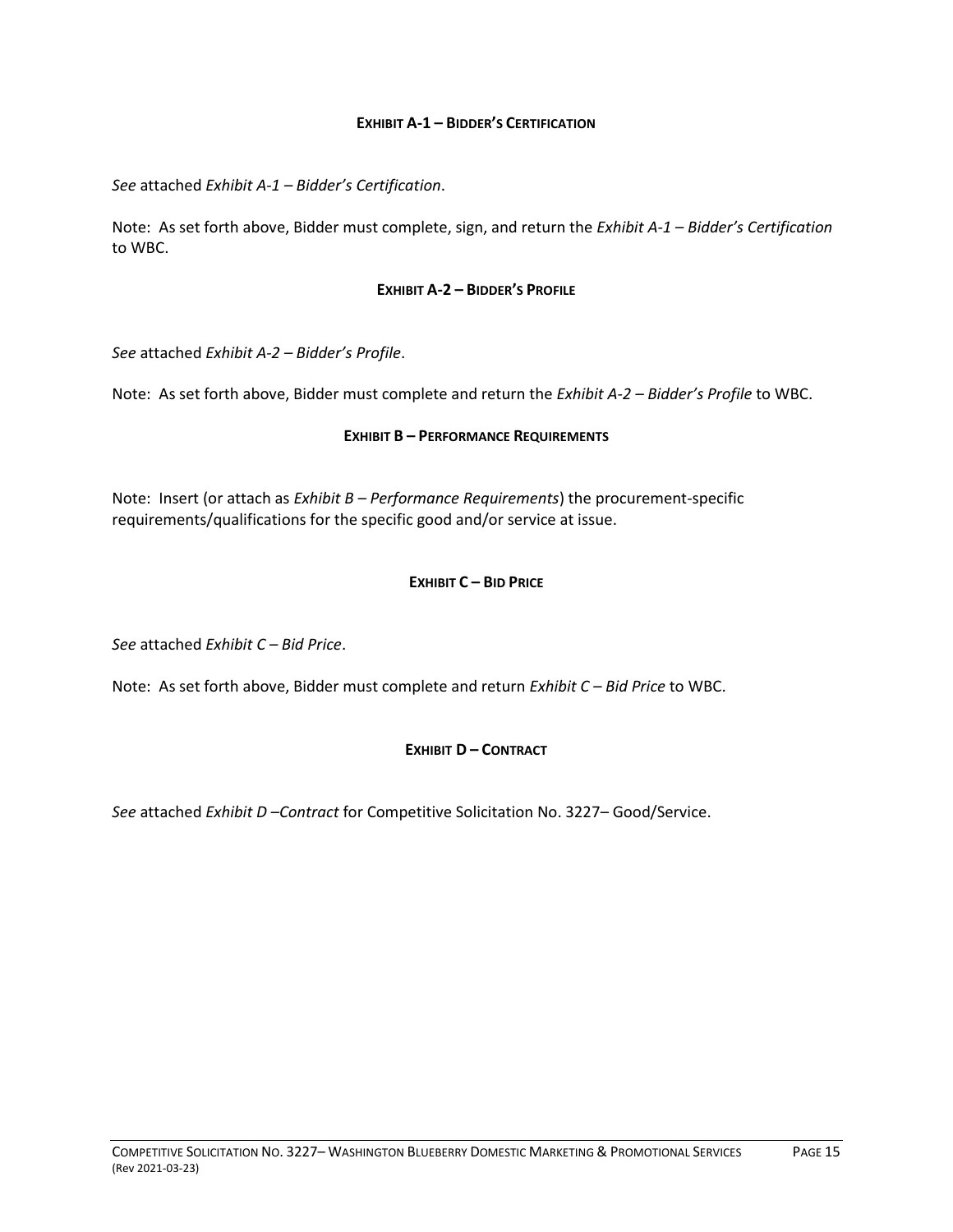### EXHIBIT A-1 – BIDDER'S CERTIFICATION

*See* attached *Exhibit A-1 – Bidder's Certification*.

Note: As set forth above, Bidder must complete, sign, and return the *Exhibit A-1 – Bidder's Certification* to WBC.

### EXHIBIT A-2 – BIDDER'S PROFILE

*See* attached *Exhibit A-2 – Bidder's Profile*.

Note: As set forth above, Bidder must complete and return the *Exhibit A-2 – Bidder's Profile* to WBC.

### EXHIBIT B – PERFORMANCE REQUIREMENTS

Note: Insert (or attach as *Exhibit B – Performance Requirements*) the procurement-specific requirements/qualifications for the specific good and/or service at issue.

### EXHIBIT C – BID PRICE

*See* attached *Exhibit C – Bid Price*.

Note: As set forth above, Bidder must complete and return *Exhibit C – Bid Price* to WBC.

### EXHIBIT D – CONTRACT

*See* attached *Exhibit D –Contract* for Competitive Solicitation No. 3227– Good/Service.